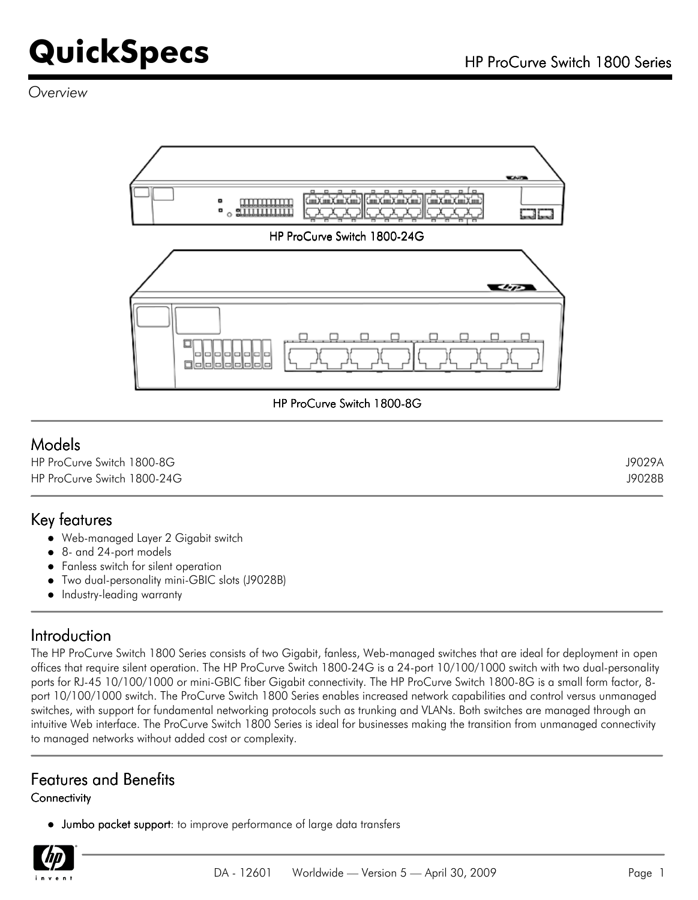# QuickSpecs

HP ProCurve Switch 1800 Series

*Overview*

HP ProCurve Switch 1800-24G

HP ProCurve Switch 1800-8G

## Models

| | |
|---|---|
| HP ProCurve Switch 1800-8G | J9029A |
| HP ProCurve Switch 1800-24G | J9028B |

## Key features

- Web-managed Layer 2 Gigabit switch
- 8- and 24-port models
- Fanless switch for silent operation
- Two dual-personality mini-GBIC slots (J9028B)
- Industry-leading warranty

## Introduction

The HP ProCurve Switch 1800 Series consists of two Gigabit, fanless, Web-managed switches that are ideal for deployment in open offices that require silent operation. The HP ProCurve Switch 1800-24G is a 24-port 10/100/1000 switch with two dual-personality ports for RJ-45 10/100/1000 or mini-GBIC fiber Gigabit connectivity. The HP ProCurve Switch 1800-8G is a small form factor, 8-port 10/100/1000 switch. The ProCurve Switch 1800 Series enables increased network capabilities and control versus unmanaged switches, with support for fundamental networking protocols such as trunking and VLANs. Both switches are managed through an intuitive Web interface. The ProCurve Switch 1800 Series is ideal for businesses making the transition from unmanaged connectivity to managed networks without added cost or complexity.

## Features and Benefits

### Connectivity

- **Jumbo packet support**: to improve performance of large data transfers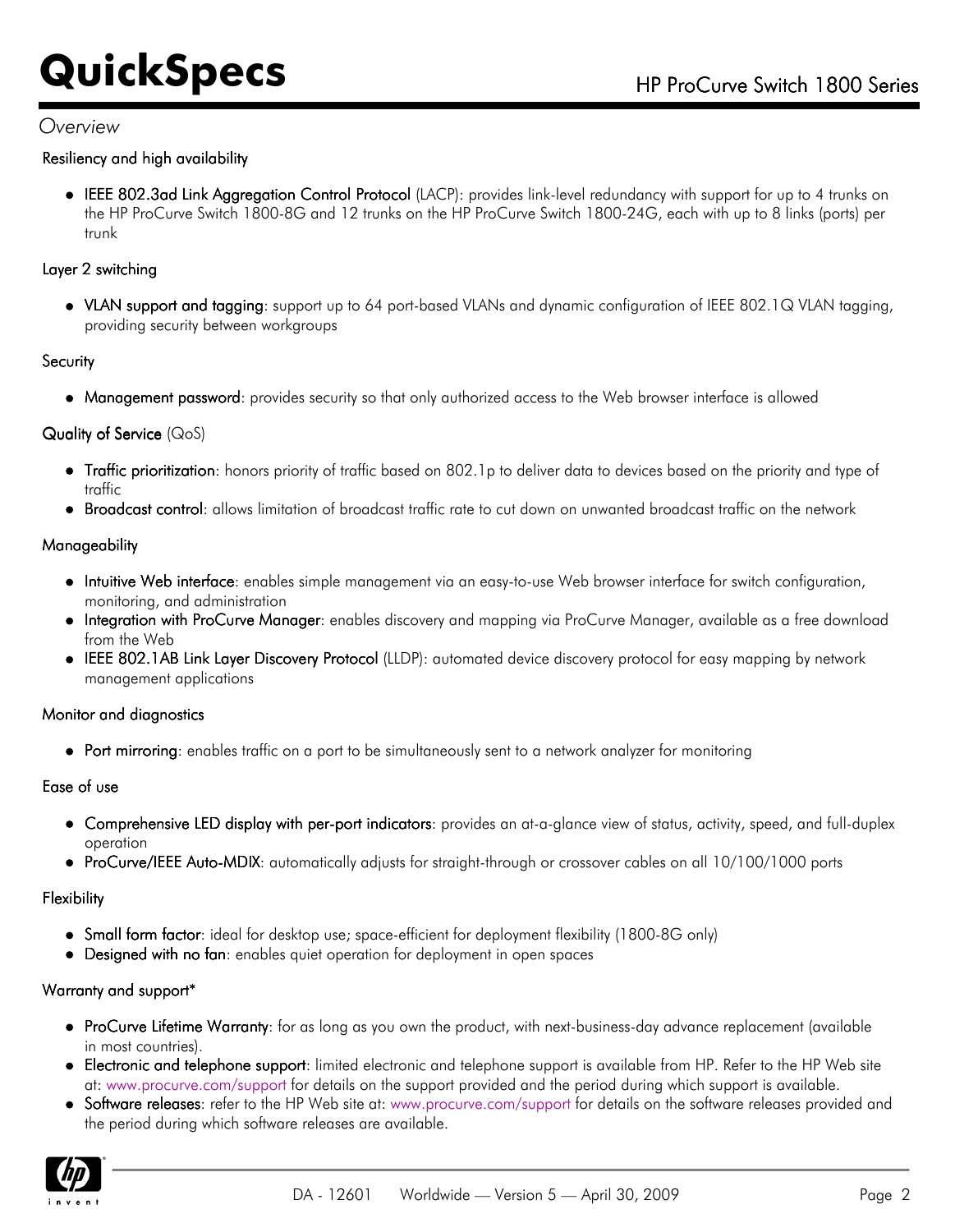*Overview*

### Resiliency and high availability

- **IEEE 802.3ad Link Aggregation Control Protocol** (LACP): provides link-level redundancy with support for up to 4 trunks on the HP ProCurve Switch 1800-8G and 12 trunks on the HP ProCurve Switch 1800-24G, each with up to 8 links (ports) per trunk

### Layer 2 switching

- **VLAN support and tagging**: support up to 64 port-based VLANs and dynamic configuration of IEEE 802.1Q VLAN tagging, providing security between workgroups

### Security

- **Management password**: provides security so that only authorized access to the Web browser interface is allowed

### Quality of Service (QoS)

- **Traffic prioritization**: honors priority of traffic based on 802.1p to deliver data to devices based on the priority and type of traffic
- **Broadcast control**: allows limitation of broadcast traffic rate to cut down on unwanted broadcast traffic on the network

### Manageability

- **Intuitive Web interface**: enables simple management via an easy-to-use Web browser interface for switch configuration, monitoring, and administration
- **Integration with ProCurve Manager**: enables discovery and mapping via ProCurve Manager, available as a free download from the Web
- **IEEE 802.1AB Link Layer Discovery Protocol** (LLDP): automated device discovery protocol for easy mapping by network management applications

### Monitor and diagnostics

- **Port mirroring**: enables traffic on a port to be simultaneously sent to a network analyzer for monitoring

### Ease of use

- **Comprehensive LED display with per-port indicators**: provides an at-a-glance view of status, activity, speed, and full-duplex operation
- **ProCurve/IEEE Auto-MDIX**: automatically adjusts for straight-through or crossover cables on all 10/100/1000 ports

### Flexibility

- **Small form factor**: ideal for desktop use; space-efficient for deployment flexibility (1800-8G only)
- **Designed with no fan**: enables quiet operation for deployment in open spaces

### Warranty and support*

- **ProCurve Lifetime Warranty**: for as long as you own the product, with next-business-day advance replacement (available in most countries).
- **Electronic and telephone support**: limited electronic and telephone support is available from HP. Refer to the HP Web site at: www.procurve.com/support for details on the support provided and the period during which support is available.
- **Software releases**: refer to the HP Web site at: www.procurve.com/support for details on the software releases provided and the period during which software releases are available.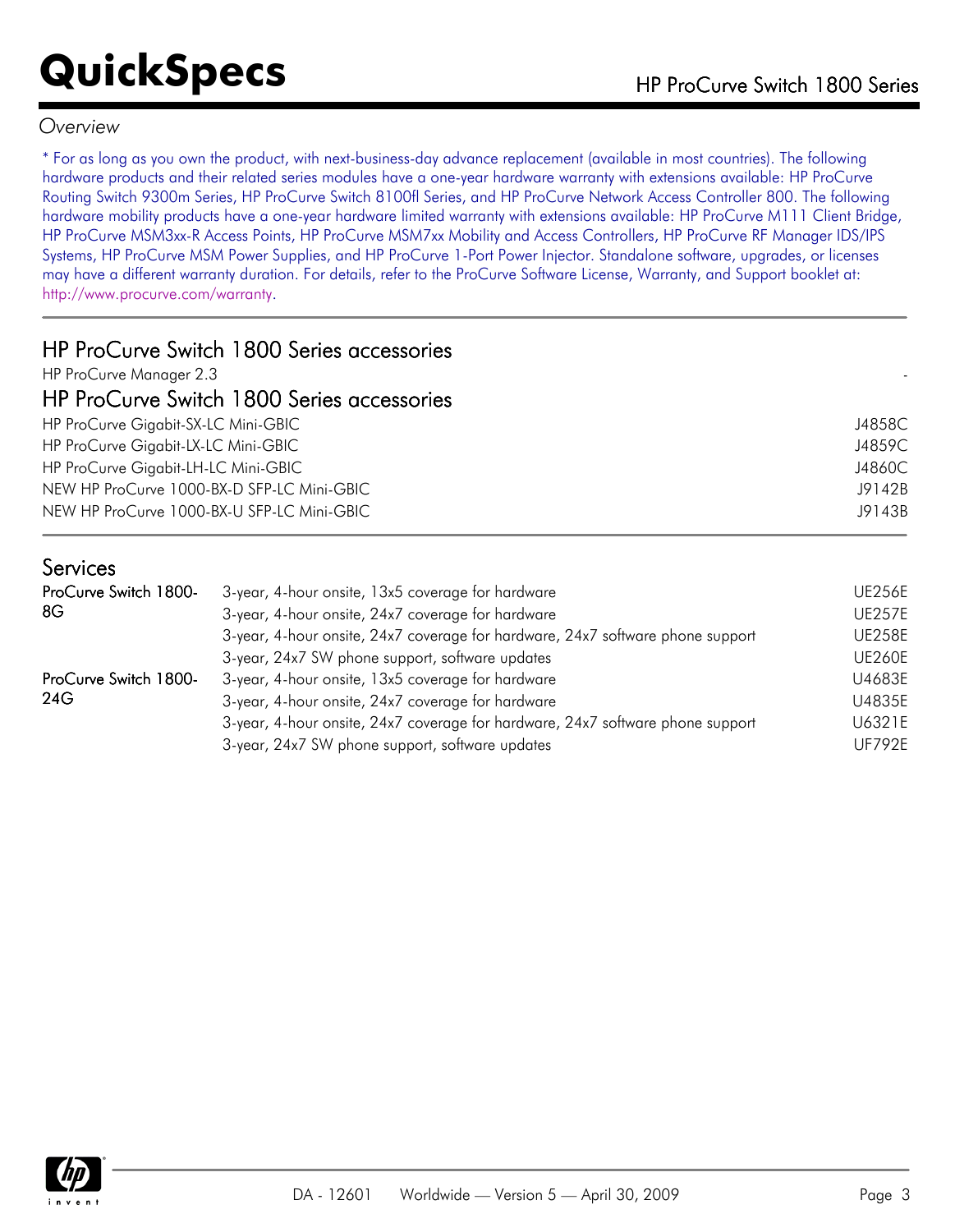## Overview

* For as long as you own the product, with next-business-day advance replacement (available in most countries). The following hardware products and their related series modules have a one-year hardware warranty with extensions available: HP ProCurve Routing Switch 9300m Series, HP ProCurve Switch 8100fl Series, and HP ProCurve Network Access Controller 800. The following hardware mobility products have a one-year hardware limited warranty with extensions available: HP ProCurve M111 Client Bridge, HP ProCurve MSM3xx-R Access Points, HP ProCurve MSM7xx Mobility and Access Controllers, HP ProCurve RF Manager IDS/IPS Systems, HP ProCurve MSM Power Supplies, and HP ProCurve 1-Port Power Injector. Standalone software, upgrades, or licenses may have a different warranty duration. For details, refer to the ProCurve Software License, Warranty, and Support booklet at: http://www.procurve.com/warranty.

## HP ProCurve Switch 1800 Series accessories

| | |
|---|---|
| HP ProCurve Manager 2.3 | - |

## HP ProCurve Switch 1800 Series accessories

| | |
|---|---|
| HP ProCurve Gigabit-SX-LC Mini-GBIC | J4858C |
| HP ProCurve Gigabit-LX-LC Mini-GBIC | J4859C |
| HP ProCurve Gigabit-LH-LC Mini-GBIC | J4860C |
| NEW HP ProCurve 1000-BX-D SFP-LC Mini-GBIC | J9142B |
| NEW HP ProCurve 1000-BX-U SFP-LC Mini-GBIC | J9143B |

## Services

| | | |
|---|---|---|
| **ProCurve Switch 1800-8G** | 3-year, 4-hour onsite, 13x5 coverage for hardware | UE256E |
| | 3-year, 4-hour onsite, 24x7 coverage for hardware | UE257E |
| | 3-year, 4-hour onsite, 24x7 coverage for hardware, 24x7 software phone support | UE258E |
| | 3-year, 24x7 SW phone support, software updates | UE260E |
| **ProCurve Switch 1800-24G** | 3-year, 4-hour onsite, 13x5 coverage for hardware | U4683E |
| | 3-year, 4-hour onsite, 24x7 coverage for hardware | U4835E |
| | 3-year, 4-hour onsite, 24x7 coverage for hardware, 24x7 software phone support | U6321E |
| | 3-year, 24x7 SW phone support, software updates | UF792E |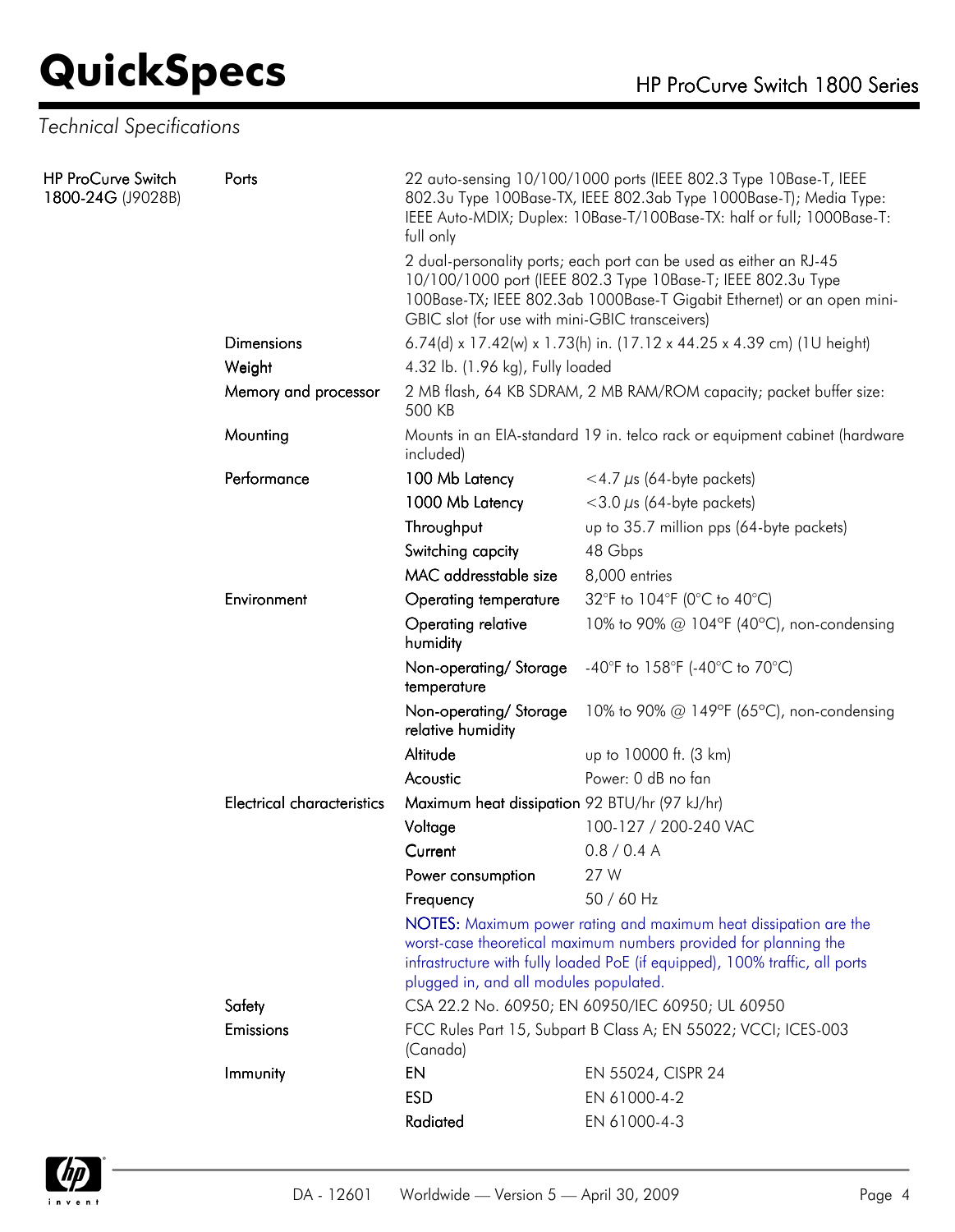## Technical Specifications

| | | | |
|---|---|---|---|
| **HP ProCurve Switch 1800-24G** (J9028B) | Ports | 22 auto-sensing 10/100/1000 ports (IEEE 802.3 Type 10Base-T, IEEE 802.3u Type 100Base-TX, IEEE 802.3ab Type 1000Base-T); Media Type: IEEE Auto-MDIX; Duplex: 10Base-T/100Base-TX: half or full; 1000Base-T: full only<br><br>2 dual-personality ports; each port can be used as either an RJ-45 10/100/1000 port (IEEE 802.3 Type 10Base-T; IEEE 802.3u Type 100Base-TX; IEEE 802.3ab 1000Base-T Gigabit Ethernet) or an open mini-GBIC slot (for use with mini-GBIC transceivers) | |
| | Dimensions | 6.74(d) x 17.42(w) x 1.73(h) in. (17.12 x 44.25 x 4.39 cm) (1U height) | |
| | Weight | 4.32 lb. (1.96 kg), Fully loaded | |
| | Memory and processor | 2 MB flash, 64 KB SDRAM, 2 MB RAM/ROM capacity; packet buffer size: 500 KB | |
| | Mounting | Mounts in an EIA-standard 19 in. telco rack or equipment cabinet (hardware included) | |
| | Performance | 100 Mb Latency | <4.7 µs (64-byte packets) |
| | | 1000 Mb Latency | <3.0 µs (64-byte packets) |
| | | Throughput | up to 35.7 million pps (64-byte packets) |
| | | Switching capcity | 48 Gbps |
| | | MAC addresstable size | 8,000 entries |
| | Environment | Operating temperature | 32°F to 104°F (0°C to 40°C) |
| | | Operating relative humidity | 10% to 90% @ 104°F (40°C), non-condensing |
| | | Non-operating/ Storage temperature | -40°F to 158°F (-40°C to 70°C) |
| | | Non-operating/ Storage relative humidity | 10% to 90% @ 149°F (65°C), non-condensing |
| | | Altitude | up to 10000 ft. (3 km) |
| | | Acoustic | Power: 0 dB no fan |
| | Electrical characteristics | Maximum heat dissipation | 92 BTU/hr (97 kJ/hr) |
| | | Voltage | 100-127 / 200-240 VAC |
| | | Current | 0.8 / 0.4 A |
| | | Power consumption | 27 W |
| | | Frequency | 50 / 60 Hz |
| | | **NOTES:** Maximum power rating and maximum heat dissipation are the worst-case theoretical maximum numbers provided for planning the infrastructure with fully loaded PoE (if equipped), 100% traffic, all ports plugged in, and all modules populated. | |
| | Safety | CSA 22.2 No. 60950; EN 60950/IEC 60950; UL 60950 | |
| | Emissions | FCC Rules Part 15, Subpart B Class A; EN 55022; VCCI; ICES-003 (Canada) | |
| | Immunity | EN | EN 55024, CISPR 24 |
| | | ESD | EN 61000-4-2 |
| | | Radiated | EN 61000-4-3 |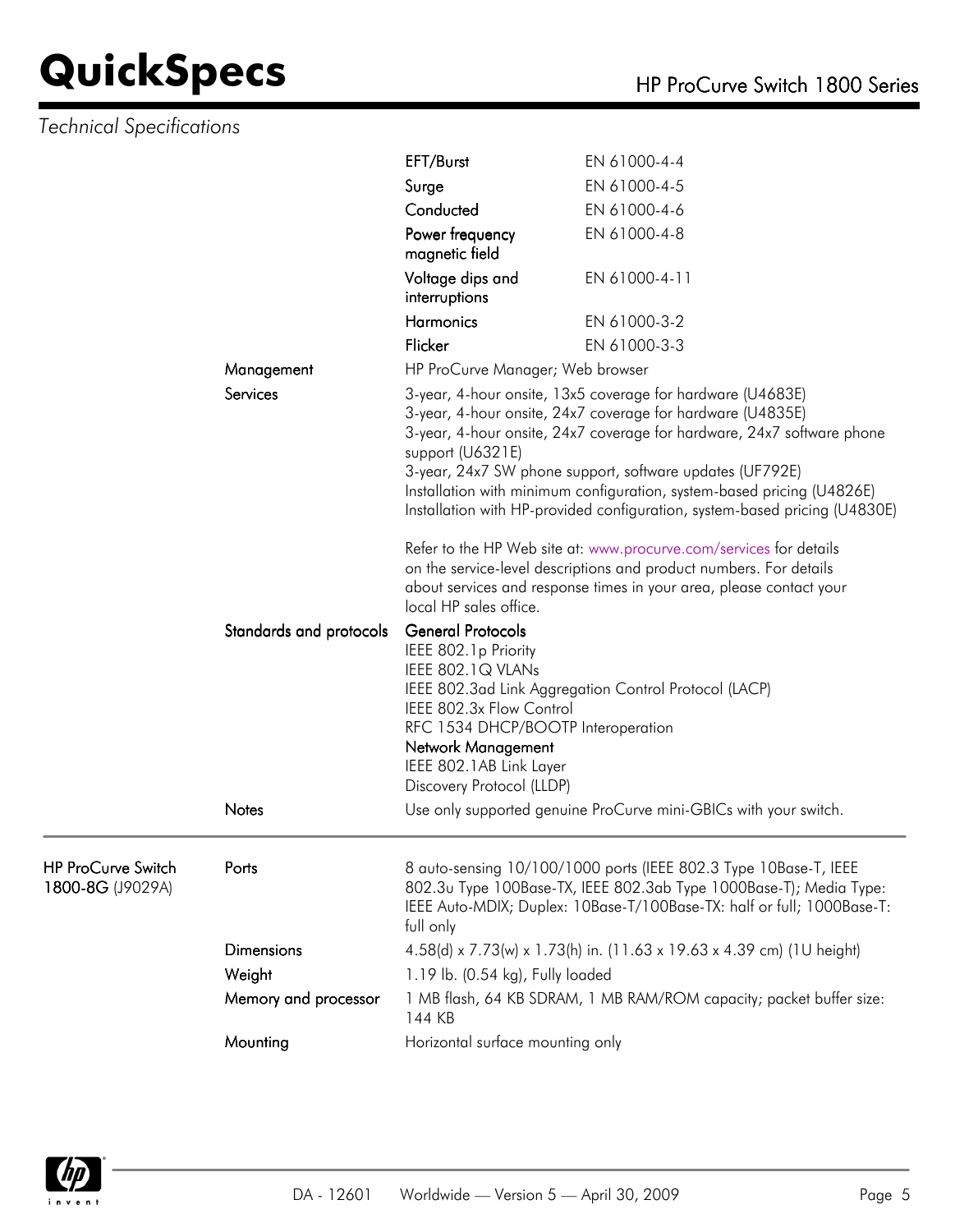*Technical Specifications*

| | | | |
|---|---|---|---|
| | | EFT/Burst | EN 61000-4-4 |
| | | Surge | EN 61000-4-5 |
| | | Conducted | EN 61000-4-6 |
| | | Power frequency magnetic field | EN 61000-4-8 |
| | | Voltage dips and interruptions | EN 61000-4-11 |
| | | Harmonics | EN 61000-3-2 |
| | | Flicker | EN 61000-3-3 |
| | Management | HP ProCurve Manager; Web browser | |
| | Services | 3-year, 4-hour onsite, 13x5 coverage for hardware (U4683E)<br>3-year, 4-hour onsite, 24x7 coverage for hardware (U4835E)<br>3-year, 4-hour onsite, 24x7 coverage for hardware, 24x7 software phone support (U6321E)<br>3-year, 24x7 SW phone support, software updates (UF792E)<br>Installation with minimum configuration, system-based pricing (U4826E)<br>Installation with HP-provided configuration, system-based pricing (U4830E)<br><br>Refer to the HP Web site at: www.procurve.com/services for details on the service-level descriptions and product numbers. For details about services and response times in your area, please contact your local HP sales office. | |
| | Standards and protocols | **General Protocols**<br>IEEE 802.1p Priority<br>IEEE 802.1Q VLANs<br>IEEE 802.3ad Link Aggregation Control Protocol (LACP)<br>IEEE 802.3x Flow Control<br>RFC 1534 DHCP/BOOTP Interoperation<br>**Network Management**<br>IEEE 802.1AB Link Layer Discovery Protocol (LLDP) | |
| | Notes | Use only supported genuine ProCurve mini-GBICs with your switch. | |

| | | |
|---|---|---|
| **HP ProCurve Switch 1800-8G** (J9029A) | Ports | 8 auto-sensing 10/100/1000 ports (IEEE 802.3 Type 10Base-T, IEEE 802.3u Type 100Base-TX, IEEE 802.3ab Type 1000Base-T); Media Type: IEEE Auto-MDIX; Duplex: 10Base-T/100Base-TX: half or full; 1000Base-T: full only |
| | Dimensions | 4.58(d) x 7.73(w) x 1.73(h) in. (11.63 x 19.63 x 4.39 cm) (1U height) |
| | Weight | 1.19 lb. (0.54 kg), Fully loaded |
| | Memory and processor | 1 MB flash, 64 KB SDRAM, 1 MB RAM/ROM capacity; packet buffer size: 144 KB |
| | Mounting | Horizontal surface mounting only |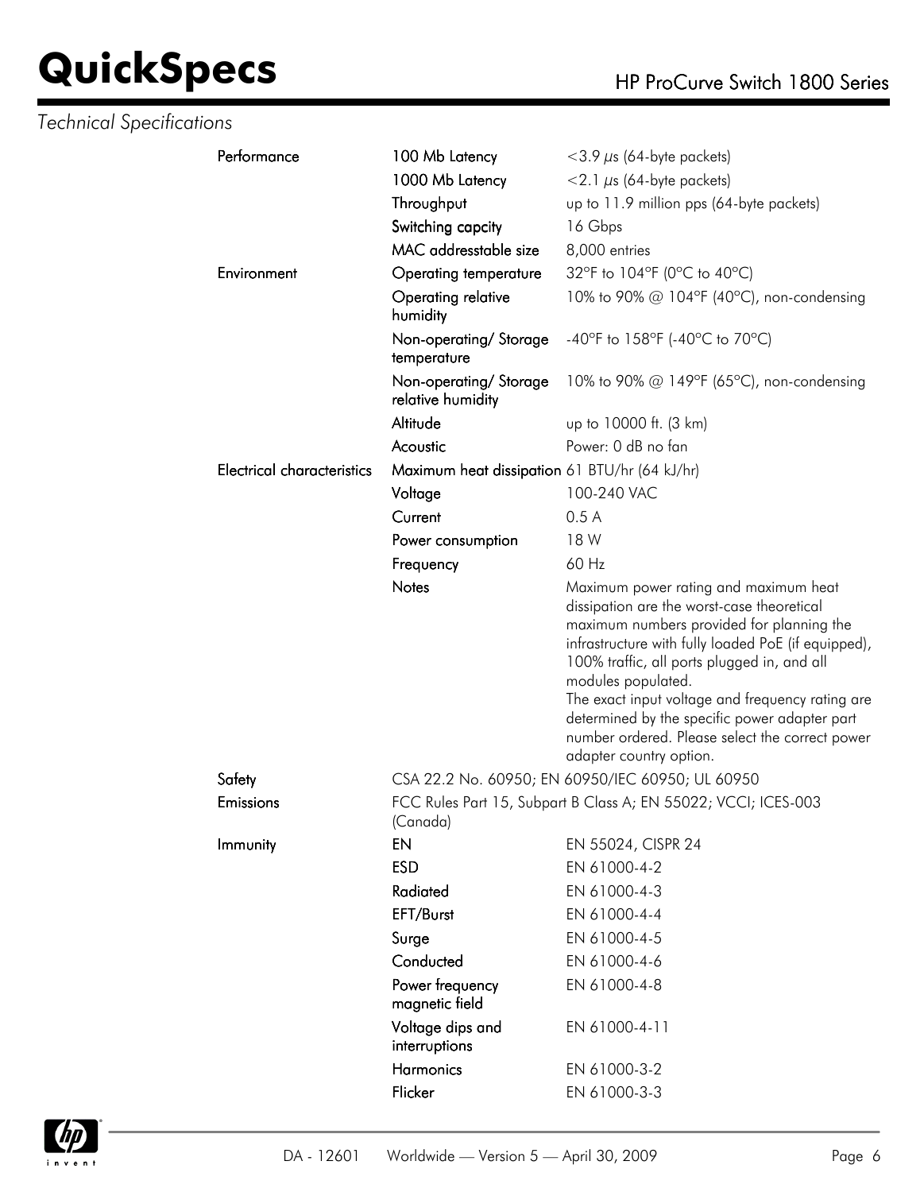*Technical Specifications*

| | | |
|---|---|---|
| Performance | 100 Mb Latency | <3.9 µs (64-byte packets) |
| | 1000 Mb Latency | <2.1 µs (64-byte packets) |
| | Throughput | up to 11.9 million pps (64-byte packets) |
| | Switching capcity | 16 Gbps |
| | MAC addresstable size | 8,000 entries |
| Environment | Operating temperature | 32ºF to 104ºF (0ºC to 40ºC) |
| | Operating relative humidity | 10% to 90% @ 104ºF (40ºC), non-condensing |
| | Non-operating/ Storage temperature | -40ºF to 158ºF (-40ºC to 70ºC) |
| | Non-operating/ Storage relative humidity | 10% to 90% @ 149ºF (65ºC), non-condensing |
| | Altitude | up to 10000 ft. (3 km) |
| | Acoustic | Power: 0 dB no fan |
| Electrical characteristics | Maximum heat dissipation | 61 BTU/hr (64 kJ/hr) |
| | Voltage | 100-240 VAC |
| | Current | 0.5 A |
| | Power consumption | 18 W |
| | Frequency | 60 Hz |
| | Notes | Maximum power rating and maximum heat dissipation are the worst-case theoretical maximum numbers provided for planning the infrastructure with fully loaded PoE (if equipped), 100% traffic, all ports plugged in, and all modules populated. The exact input voltage and frequency rating are determined by the specific power adapter part number ordered. Please select the correct power adapter country option. |
| Safety | CSA 22.2 No. 60950; EN 60950/IEC 60950; UL 60950 | |
| Emissions | FCC Rules Part 15, Subpart B Class A; EN 55022; VCCI; ICES-003 (Canada) | |
| Immunity | EN | EN 55024, CISPR 24 |
| | ESD | EN 61000-4-2 |
| | Radiated | EN 61000-4-3 |
| | EFT/Burst | EN 61000-4-4 |
| | Surge | EN 61000-4-5 |
| | Conducted | EN 61000-4-6 |
| | Power frequency magnetic field | EN 61000-4-8 |
| | Voltage dips and interruptions | EN 61000-4-11 |
| | Harmonics | EN 61000-3-2 |
| | Flicker | EN 61000-3-3 |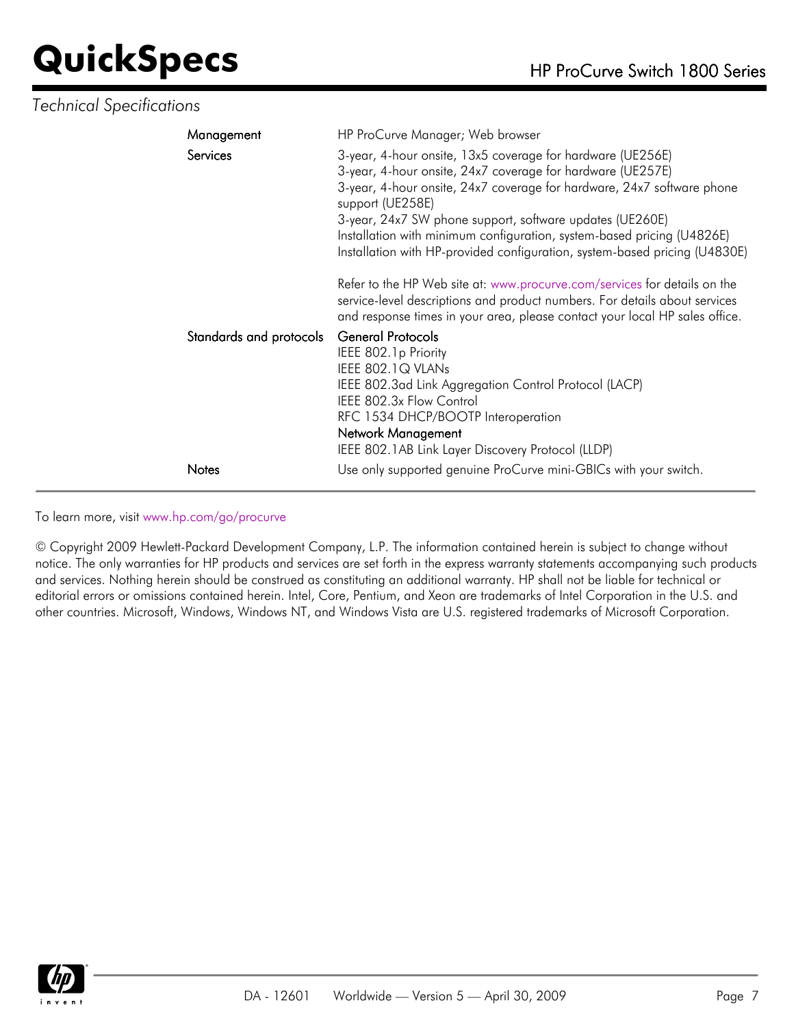*Technical Specifications*

| | |
|---|---|
| Management | HP ProCurve Manager; Web browser |
| Services | 3-year, 4-hour onsite, 13x5 coverage for hardware (UE256E)<br>3-year, 4-hour onsite, 24x7 coverage for hardware (UE257E)<br>3-year, 4-hour onsite, 24x7 coverage for hardware, 24x7 software phone support (UE258E)<br>3-year, 24x7 SW phone support, software updates (UE260E)<br>Installation with minimum configuration, system-based pricing (U4826E)<br>Installation with HP-provided configuration, system-based pricing (U4830E)<br><br>Refer to the HP Web site at: www.procurve.com/services for details on the service-level descriptions and product numbers. For details about services and response times in your area, please contact your local HP sales office. |
| Standards and protocols | General Protocols<br>IEEE 802.1p Priority<br>IEEE 802.1Q VLANs<br>IEEE 802.3ad Link Aggregation Control Protocol (LACP)<br>IEEE 802.3x Flow Control<br>RFC 1534 DHCP/BOOTP Interoperation<br>Network Management<br>IEEE 802.1AB Link Layer Discovery Protocol (LLDP) |
| Notes | Use only supported genuine ProCurve mini-GBICs with your switch. |

To learn more, visit www.hp.com/go/procurve

© Copyright 2009 Hewlett-Packard Development Company, L.P. The information contained herein is subject to change without notice. The only warranties for HP products and services are set forth in the express warranty statements accompanying such products and services. Nothing herein should be construed as constituting an additional warranty. HP shall not be liable for technical or editorial errors or omissions contained herein. Intel, Core, Pentium, and Xeon are trademarks of Intel Corporation in the U.S. and other countries. Microsoft, Windows, Windows NT, and Windows Vista are U.S. registered trademarks of Microsoft Corporation.